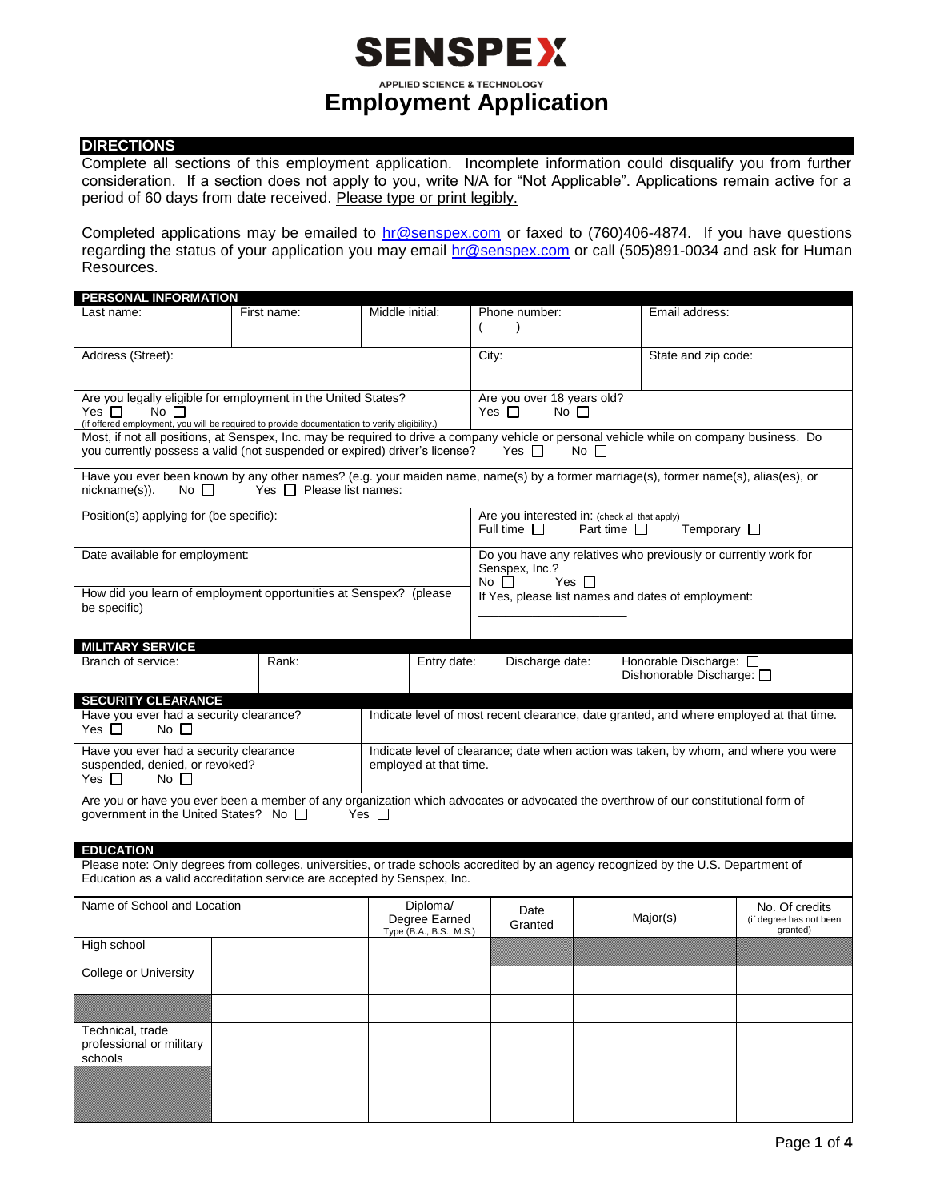# SENSPEX

APPLIED SCIENCE & TECHNOLOGY

# Employment Application

## DIRECTIONS

Complete all sections of this employment application. Incomplete information could disqualify you from further consideration. If a section does not apply to you, write N/A for "Not Applicable". Applications remain active for a period of 60 days from date received. Please type or print legibly.

Completed applications may be emailed to hr@senspex.com or faxed to (760)406-4874. If you have questions regarding the status of your application you may email hr@senspex.com or call (505)891-0034 and ask for Human Resources.

## PERSONAL INFORMATION

| Last name: | First name: | Middle initial: | Phone number: ( ) | Email address: |
|---|---|---|---|---|
| Address (Street): | | | City: | State and zip code: |

Are you legally eligible for employment in the United States? Yes ☐ No ☐
(if offered employment, you will be required to provide documentation to verify eligibility.)

Are you over 18 years old? Yes ☐ No ☐

Most, if not all positions, at Senspex, Inc. may be required to drive a company vehicle or personal vehicle while on company business. Do you currently possess a valid (not suspended or expired) driver's license? Yes ☐ No ☐

Have you ever been known by any other names? (e.g. your maiden name, name(s) by a former marriage(s), former name(s), alias(es), or nickname(s)). No ☐ Yes ☐ Please list names:

Position(s) applying for (be specific):

Are you interested in: (check all that apply) Full time ☐ Part time ☐ Temporary ☐

Date available for employment:

Do you have any relatives who previously or currently work for Senspex, Inc.? No ☐ Yes ☐
If Yes, please list names and dates of employment: ____________________

How did you learn of employment opportunities at Senspex? (please be specific)

## MILITARY SERVICE

| Branch of service: | Rank: | Entry date: | Discharge date: | Honorable Discharge: ☐ Dishonorable Discharge: ☐ |
|---|---|---|---|---|
| | | | | |

## SECURITY CLEARANCE

| Have you ever had a security clearance? Yes ☐ No ☐ | Indicate level of most recent clearance, date granted, and where employed at that time. |
|---|---|
| Have you ever had a security clearance suspended, denied, or revoked? Yes ☐ No ☐ | Indicate level of clearance; date when action was taken, by whom, and where you were employed at that time. |

Are you or have you ever been a member of any organization which advocates or advocated the overthrow of our constitutional form of government in the United States? No ☐ Yes ☐

## EDUCATION

Please note: Only degrees from colleges, universities, or trade schools accredited by an agency recognized by the U.S. Department of Education as a valid accreditation service are accepted by Senspex, Inc.

| Name of School and Location | | Diploma/ Degree Earned Type (B.A., B.S., M.S.) | Date Granted | Major(s) | No. Of credits (if degree has not been granted) |
|---|---|---|---|---|---|
| High school | | | | | |
| College or University | | | | | |
| | | | | | |
| Technical, trade professional or military schools | | | | | |
| | | | | | |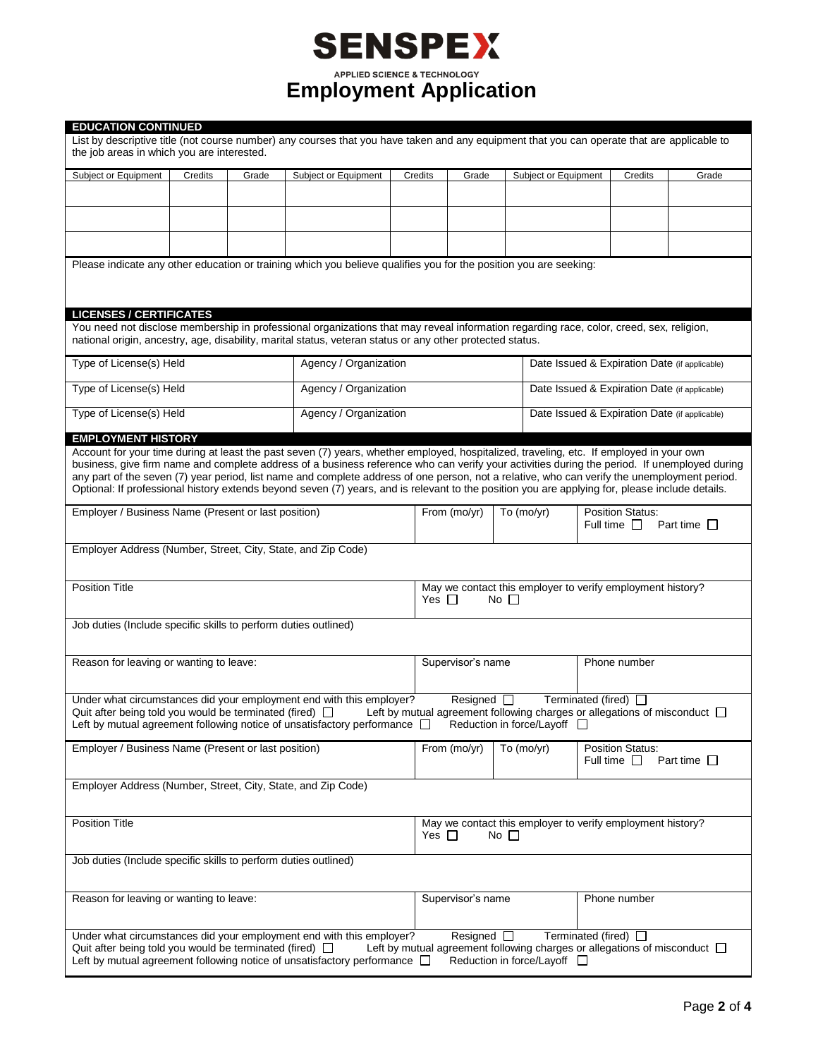# SENSPEX

APPLIED SCIENCE & TECHNOLOGY

# Employment Application

## EDUCATION CONTINUED

List by descriptive title (not course number) any courses that you have taken and any equipment that you can operate that are applicable to the job areas in which you are interested.

| Subject or Equipment | Credits | Grade | Subject or Equipment | Credits | Grade | Subject or Equipment | Credits | Grade |
|---|---|---|---|---|---|---|---|---|
| | | | | | | | | |
| | | | | | | | | |
| | | | | | | | | |

Please indicate any other education or training which you believe qualifies you for the position you are seeking:

## LICENSES / CERTIFICATES

You need not disclose membership in professional organizations that may reveal information regarding race, color, creed, sex, religion, national origin, ancestry, age, disability, marital status, veteran status or any other protected status.

| Type of License(s) Held | Agency / Organization | Date Issued & Expiration Date (if applicable) |
|---|---|---|
| Type of License(s) Held | Agency / Organization | Date Issued & Expiration Date (if applicable) |
| Type of License(s) Held | Agency / Organization | Date Issued & Expiration Date (if applicable) |

## EMPLOYMENT HISTORY

Account for your time during at least the past seven (7) years, whether employed, hospitalized, traveling, etc. If employed in your own business, give firm name and complete address of a business reference who can verify your activities during the period. If unemployed during any part of the seven (7) year period, list name and complete address of one person, not a relative, who can verify the unemployment period. Optional: If professional history extends beyond seven (7) years, and is relevant to the position you are applying for, please include details.

Employer / Business Name (Present or last position) | From (mo/yr) | To (mo/yr) | Position Status: Full time ☐ Part time ☐

Employer Address (Number, Street, City, State, and Zip Code)

Position Title | May we contact this employer to verify employment history? Yes ☐ No ☐

Job duties (Include specific skills to perform duties outlined)

Reason for leaving or wanting to leave: | Supervisor's name | Phone number

Under what circumstances did your employment end with this employer? Resigned ☐ Terminated (fired) ☐
Quit after being told you would be terminated (fired) ☐ Left by mutual agreement following charges or allegations of misconduct ☐
Left by mutual agreement following notice of unsatisfactory performance ☐ Reduction in force/Layoff ☐

Employer / Business Name (Present or last position) | From (mo/yr) | To (mo/yr) | Position Status: Full time ☐ Part time ☐

Employer Address (Number, Street, City, State, and Zip Code)

Position Title | May we contact this employer to verify employment history? Yes ☐ No ☐

Job duties (Include specific skills to perform duties outlined)

Reason for leaving or wanting to leave: | Supervisor's name | Phone number

Under what circumstances did your employment end with this employer? Resigned ☐ Terminated (fired) ☐
Quit after being told you would be terminated (fired) ☐ Left by mutual agreement following charges or allegations of misconduct ☐
Left by mutual agreement following notice of unsatisfactory performance ☐ Reduction in force/Layoff ☐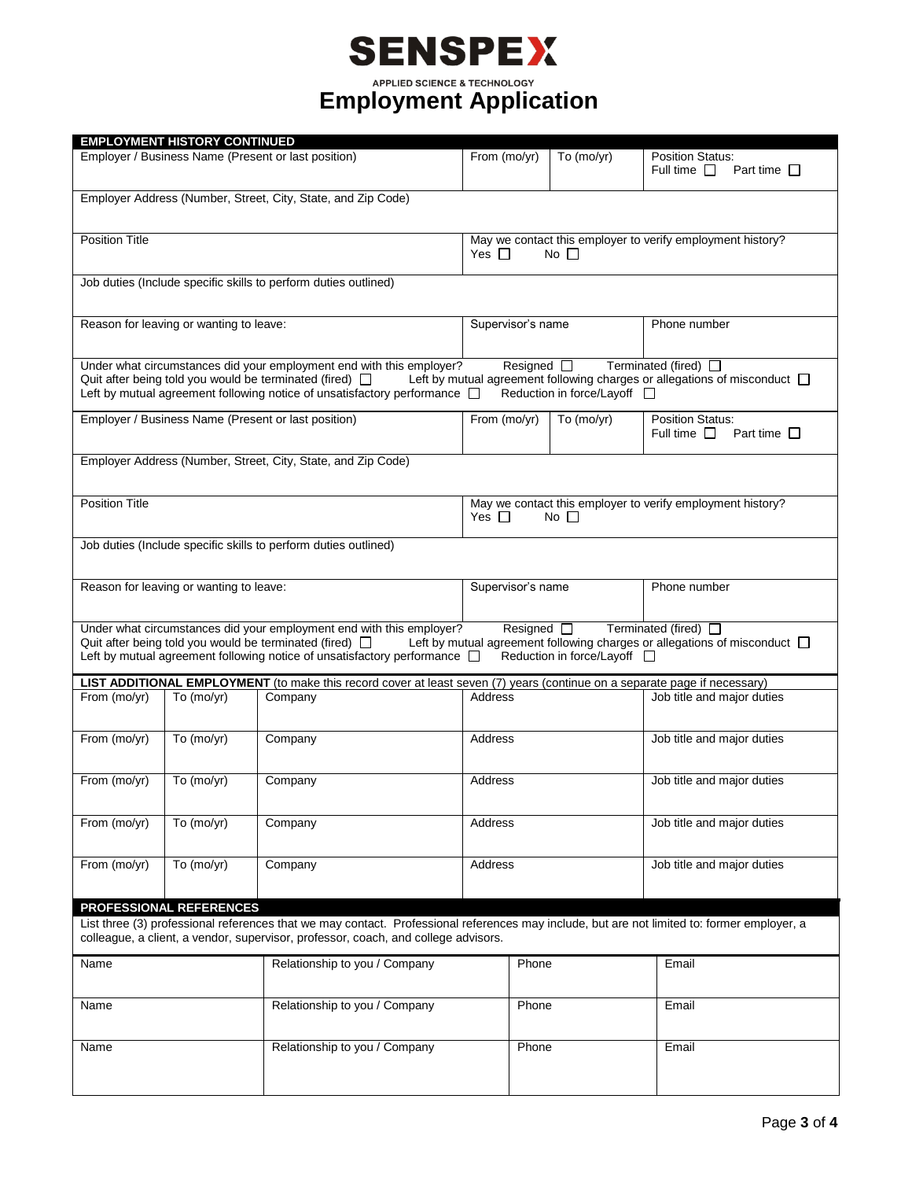# SENSPEX

APPLIED SCIENCE & TECHNOLOGY

# Employment Application

## EMPLOYMENT HISTORY CONTINUED

| Employer / Business Name (Present or last position) | From (mo/yr) | To (mo/yr) | Position Status: Full time ☐ Part time ☐ |
|---|---|---|---|
| Employer Address (Number, Street, City, State, and Zip Code) | | | |
| Position Title | May we contact this employer to verify employment history? Yes ☐ No ☐ | | |
| Job duties (Include specific skills to perform duties outlined) | | | |
| Reason for leaving or wanting to leave: | Supervisor's name | | Phone number |

Under what circumstances did your employment end with this employer? Resigned ☐ Terminated (fired) ☐
Quit after being told you would be terminated (fired) ☐ Left by mutual agreement following charges or allegations of misconduct ☐
Left by mutual agreement following notice of unsatisfactory performance ☐ Reduction in force/Layoff ☐

| Employer / Business Name (Present or last position) | From (mo/yr) | To (mo/yr) | Position Status: Full time ☐ Part time ☐ |
|---|---|---|---|
| Employer Address (Number, Street, City, State, and Zip Code) | | | |
| Position Title | May we contact this employer to verify employment history? Yes ☐ No ☐ | | |
| Job duties (Include specific skills to perform duties outlined) | | | |
| Reason for leaving or wanting to leave: | Supervisor's name | | Phone number |

Under what circumstances did your employment end with this employer? Resigned ☐ Terminated (fired) ☐
Quit after being told you would be terminated (fired) ☐ Left by mutual agreement following charges or allegations of misconduct ☐
Left by mutual agreement following notice of unsatisfactory performance ☐ Reduction in force/Layoff ☐

**LIST ADDITIONAL EMPLOYMENT** (to make this record cover at least seven (7) years (continue on a separate page if necessary)

| From (mo/yr) | To (mo/yr) | Company | Address | Job title and major duties |
|---|---|---|---|---|
| From (mo/yr) | To (mo/yr) | Company | Address | Job title and major duties |
| From (mo/yr) | To (mo/yr) | Company | Address | Job title and major duties |
| From (mo/yr) | To (mo/yr) | Company | Address | Job title and major duties |
| From (mo/yr) | To (mo/yr) | Company | Address | Job title and major duties |

## PROFESSIONAL REFERENCES

List three (3) professional references that we may contact. Professional references may include, but are not limited to: former employer, a colleague, a client, a vendor, supervisor, professor, coach, and college advisors.

| Name | Relationship to you / Company | Phone | Email |
|---|---|---|---|
| Name | Relationship to you / Company | Phone | Email |
| Name | Relationship to you / Company | Phone | Email |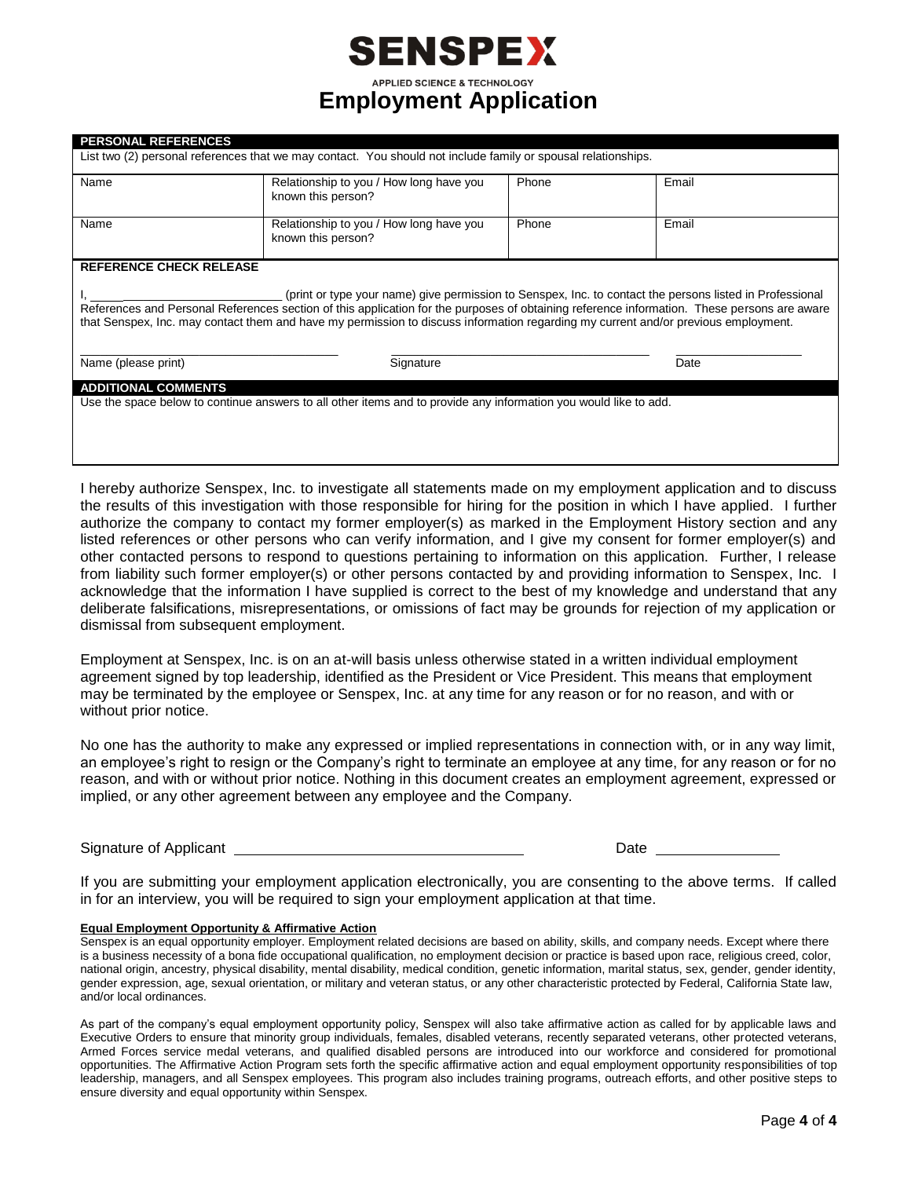# SENSPEX

APPLIED SCIENCE & TECHNOLOGY

# Employment Application

## PERSONAL REFERENCES

List two (2) personal references that we may contact. You should not include family or spousal relationships.

| | | | |
|---|---|---|---|
| Name | Relationship to you / How long have you known this person? | Phone | Email |
| Name | Relationship to you / How long have you known this person? | Phone | Email |

## REFERENCE CHECK RELEASE

I, ______________________________ (print or type your name) give permission to Senspex, Inc. to contact the persons listed in Professional References and Personal References section of this application for the purposes of obtaining reference information. These persons are aware that Senspex, Inc. may contact them and have my permission to discuss information regarding my current and/or previous employment.

______________________________ ______________________________ ______________________________

Name (please print) Signature Date

## ADDITIONAL COMMENTS

Use the space below to continue answers to all other items and to provide any information you would like to add.

I hereby authorize Senspex, Inc. to investigate all statements made on my employment application and to discuss the results of this investigation with those responsible for hiring for the position in which I have applied. I further authorize the company to contact my former employer(s) as marked in the Employment History section and any listed references or other persons who can verify information, and I give my consent for former employer(s) and other contacted persons to respond to questions pertaining to information on this application. Further, I release from liability such former employer(s) or other persons contacted by and providing information to Senspex, Inc. I acknowledge that the information I have supplied is correct to the best of my knowledge and understand that any deliberate falsifications, misrepresentations, or omissions of fact may be grounds for rejection of my application or dismissal from subsequent employment.

Employment at Senspex, Inc. is on an at-will basis unless otherwise stated in a written individual employment agreement signed by top leadership, identified as the President or Vice President. This means that employment may be terminated by the employee or Senspex, Inc. at any time for any reason or for no reason, and with or without prior notice.

No one has the authority to make any expressed or implied representations in connection with, or in any way limit, an employee's right to resign or the Company's right to terminate an employee at any time, for any reason or for no reason, and with or without prior notice. Nothing in this document creates an employment agreement, expressed or implied, or any other agreement between any employee and the Company.

Signature of Applicant ______________________________ Date ________________

If you are submitting your employment application electronically, you are consenting to the above terms. If called in for an interview, you will be required to sign your employment application at that time.

**Equal Employment Opportunity & Affirmative Action**

Senspex is an equal opportunity employer. Employment related decisions are based on ability, skills, and company needs. Except where there is a business necessity of a bona fide occupational qualification, no employment decision or practice is based upon race, religious creed, color, national origin, ancestry, physical disability, mental disability, medical condition, genetic information, marital status, sex, gender, gender identity, gender expression, age, sexual orientation, or military and veteran status, or any other characteristic protected by Federal, California State law, and/or local ordinances.

As part of the company's equal employment opportunity policy, Senspex will also take affirmative action as called for by applicable laws and Executive Orders to ensure that minority group individuals, females, disabled veterans, recently separated veterans, other protected veterans, Armed Forces service medal veterans, and qualified disabled persons are introduced into our workforce and considered for promotional opportunities. The Affirmative Action Program sets forth the specific affirmative action and equal employment opportunity responsibilities of top leadership, managers, and all Senspex employees. This program also includes training programs, outreach efforts, and other positive steps to ensure diversity and equal opportunity within Senspex.